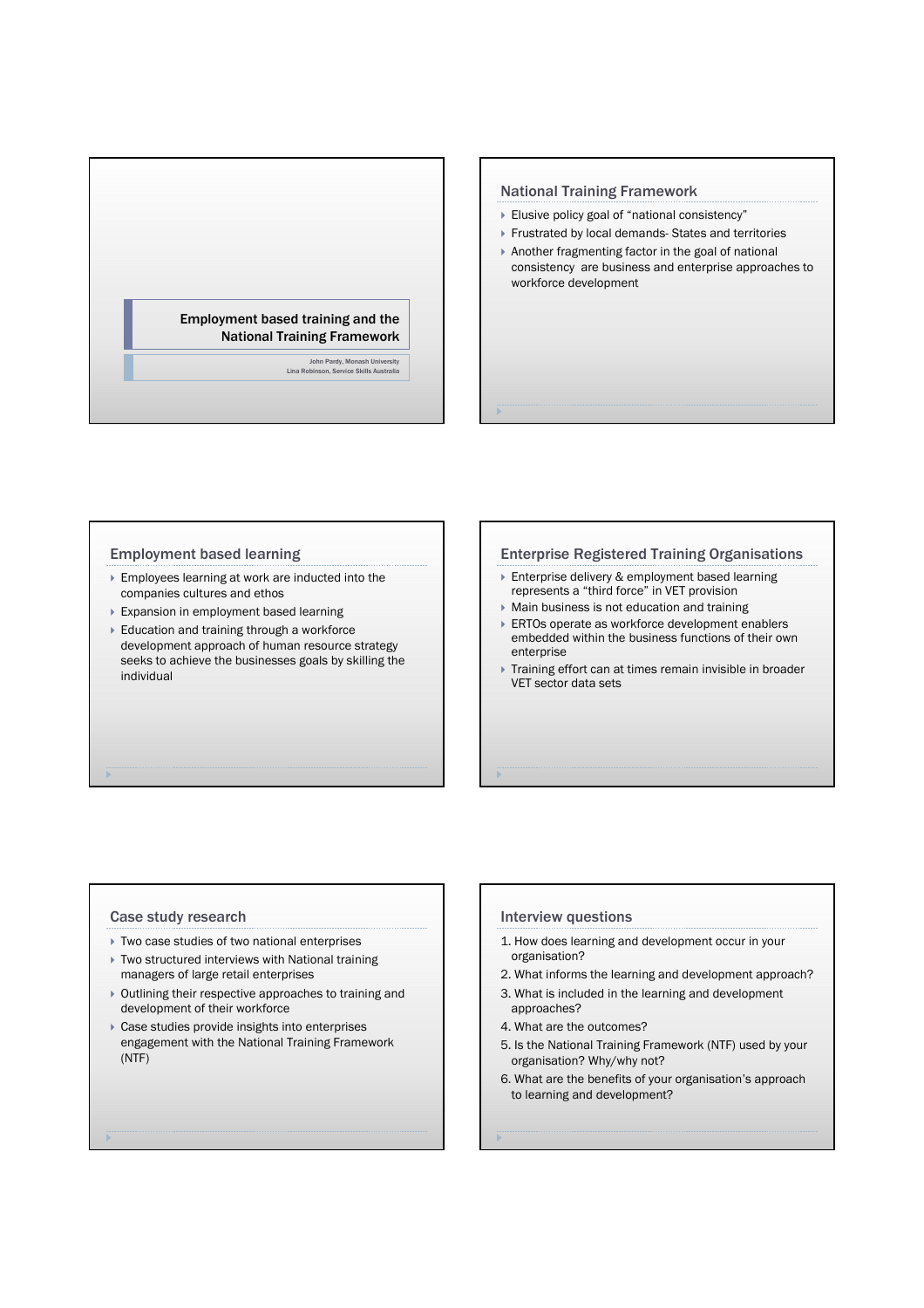# Employment based training and the National Training Framework

John Pardy, Monash University
Lina Robinson, Service Skills Australia

## National Training Framework

- Elusive policy goal of "national consistency"
- Frustrated by local demands- States and territories
- Another fragmenting factor in the goal of national consistency are business and enterprise approaches to workforce development

## Employment based learning

- Employees learning at work are inducted into the companies cultures and ethos
- Expansion in employment based learning
- Education and training through a workforce development approach of human resource strategy seeks to achieve the businesses goals by skilling the individual

## Enterprise Registered Training Organisations

- Enterprise delivery & employment based learning represents a "third force" in VET provision
- Main business is not education and training
- ERTOs operate as workforce development enablers embedded within the business functions of their own enterprise
- Training effort can at times remain invisible in broader VET sector data sets

## Case study research

- Two case studies of two national enterprises
- Two structured interviews with National training managers of large retail enterprises
- Outlining their respective approaches to training and development of their workforce
- Case studies provide insights into enterprises engagement with the National Training Framework (NTF)

## Interview questions

1. How does learning and development occur in your organisation?
2. What informs the learning and development approach?
3. What is included in the learning and development approaches?
4. What are the outcomes?
5. Is the National Training Framework (NTF) used by your organisation? Why/why not?
6. What are the benefits of your organisation's approach to learning and development?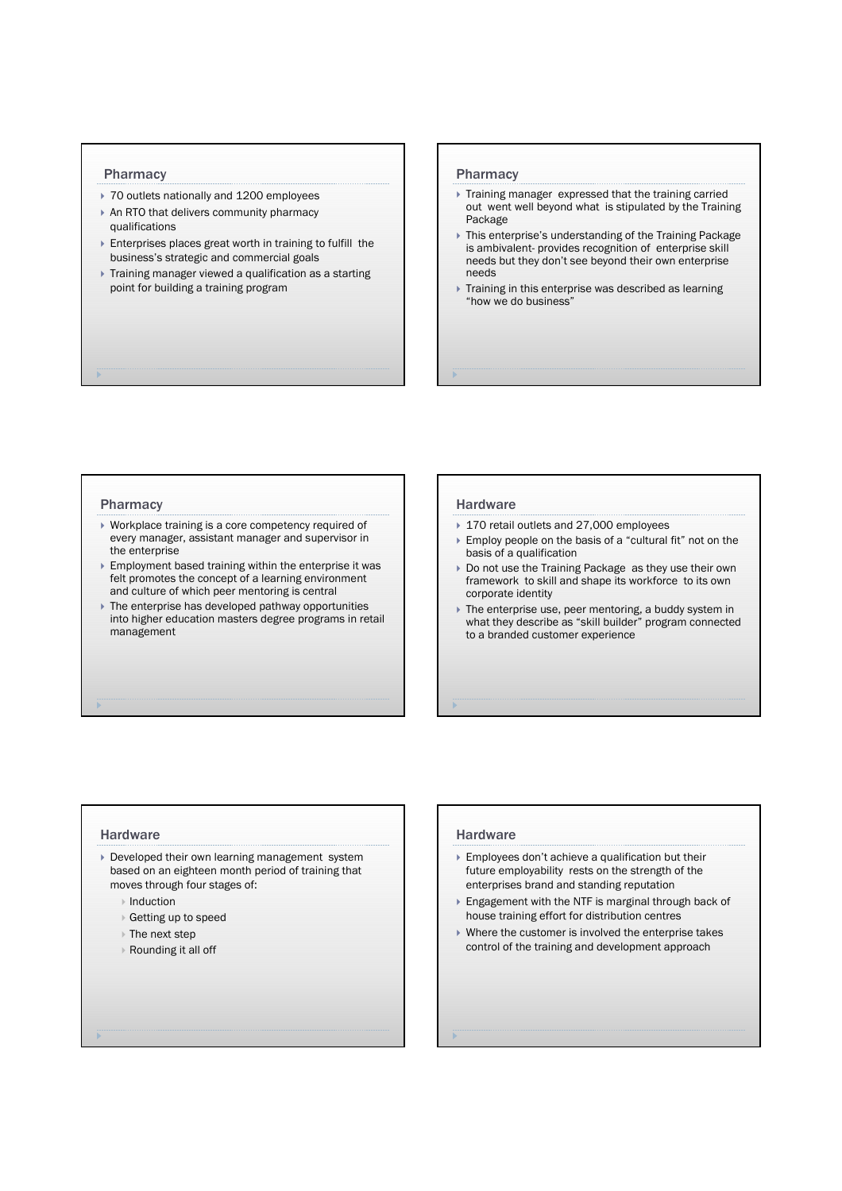## Pharmacy

- 70 outlets nationally and 1200 employees
- An RTO that delivers community pharmacy qualifications
- Enterprises places great worth in training to fulfill the business's strategic and commercial goals
- Training manager viewed a qualification as a starting point for building a training program

## Pharmacy

- Training manager expressed that the training carried out went well beyond what is stipulated by the Training Package
- This enterprise's understanding of the Training Package is ambivalent- provides recognition of enterprise skill needs but they don't see beyond their own enterprise needs
- Training in this enterprise was described as learning "how we do business"

## Pharmacy

- Workplace training is a core competency required of every manager, assistant manager and supervisor in the enterprise
- Employment based training within the enterprise it was felt promotes the concept of a learning environment and culture of which peer mentoring is central
- The enterprise has developed pathway opportunities into higher education masters degree programs in retail management

## Hardware

- 170 retail outlets and 27,000 employees
- Employ people on the basis of a "cultural fit" not on the basis of a qualification
- Do not use the Training Package as they use their own framework to skill and shape its workforce to its own corporate identity
- The enterprise use, peer mentoring, a buddy system in what they describe as "skill builder" program connected to a branded customer experience

## Hardware

- Developed their own learning management system based on an eighteen month period of training that moves through four stages of:
  - Induction
  - Getting up to speed
  - The next step
  - Rounding it all off

## Hardware

- Employees don't achieve a qualification but their future employability rests on the strength of the enterprises brand and standing reputation
- Engagement with the NTF is marginal through back of house training effort for distribution centres
- Where the customer is involved the enterprise takes control of the training and development approach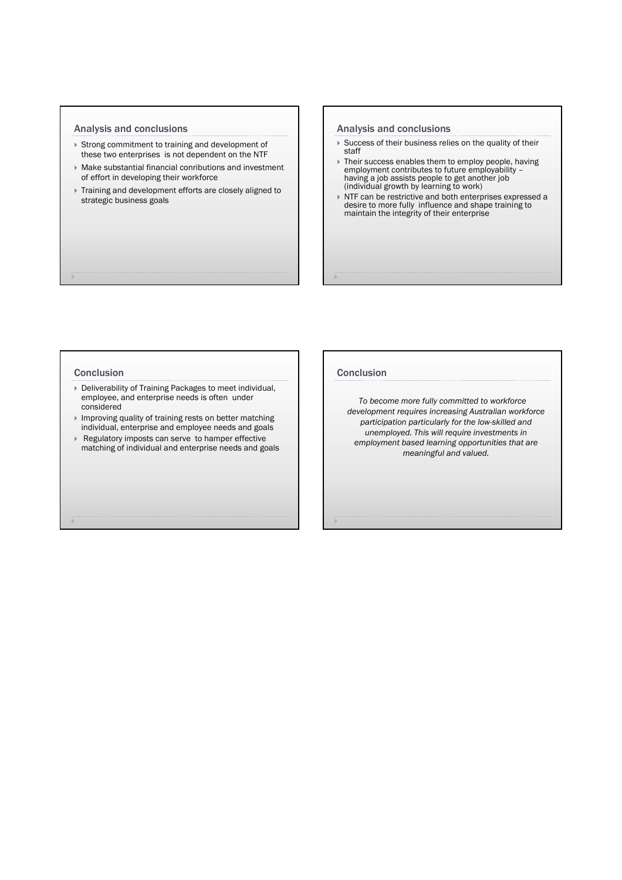## Analysis and conclusions

- Strong commitment to training and development of these two enterprises is not dependent on the NTF
- Make substantial financial conribution and investment of effort in developing their workforce
- Training and development efforts are closely aligned to strategic business goals

## Analysis and conclusions

- Success of their business relies on the quality of their staff
- Their success enables them to employ people, having employment contributes to future employability – having a job assists people to get another job (individual growth by learning to work)
- NTF can be restrictive and both enterprises expressed a desire to more fully influence and shape training to maintain the integrity of their enterprise

## Conclusion

- Deliverability of Training Packages to meet individual, employee, and enterprise needs is often under considered
- Improving quality of training rests on better matching individual, enterprise and employee needs and goals
- Regulatory imposts can serve to hamper effective matching of individual and enterprise needs and goals

## Conclusion

*To become more fully committed to workforce development requires increasing Australian workforce participation particularly for the low-skilled and unemployed. This will require investments in employment based learning opportunities that are meaningful and valued.*